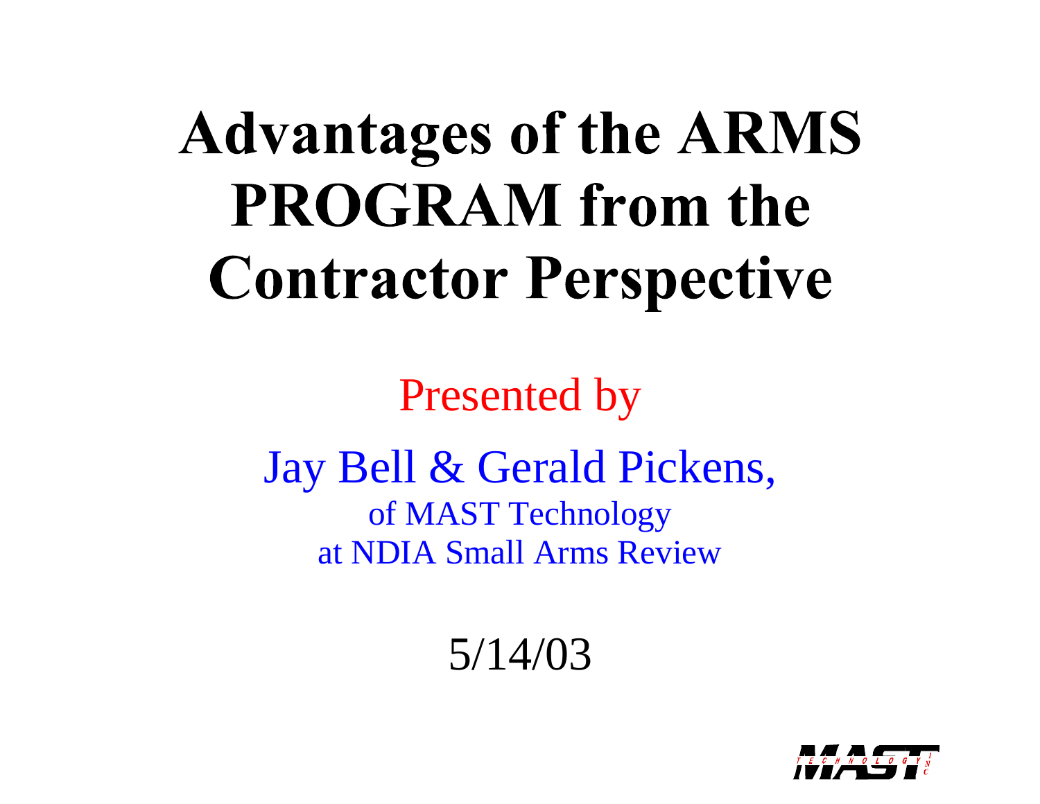# Advantages of the ARMS PROGRAM from the Contractor Perspective

Presented by

Jay Bell & Gerald Pickens,

of MAST Technology

at NDIA Small Arms Review

5/14/03

MAST TECHNOLOGY INC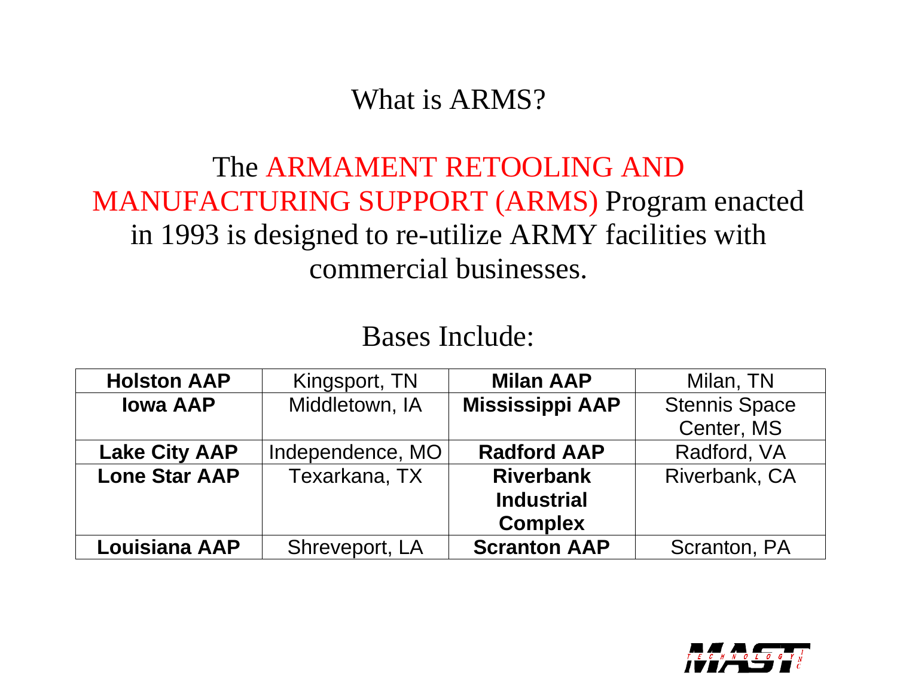# What is ARMS?

The ARMAMENT RETOOLING AND MANUFACTURING SUPPORT (ARMS) Program enacted in 1993 is designed to re-utilize ARMY facilities with commercial businesses.

Bases Include:

| | | | |
|---|---|---|---|
| **Holston AAP** | Kingsport, TN | **Milan AAP** | Milan, TN |
| **Iowa AAP** | Middletown, IA | **Mississippi AAP** | Stennis Space Center, MS |
| **Lake City AAP** | Independence, MO | **Radford AAP** | Radford, VA |
| **Lone Star AAP** | Texarkana, TX | **Riverbank Industrial Complex** | Riverbank, CA |
| **Louisiana AAP** | Shreveport, LA | **Scranton AAP** | Scranton, PA |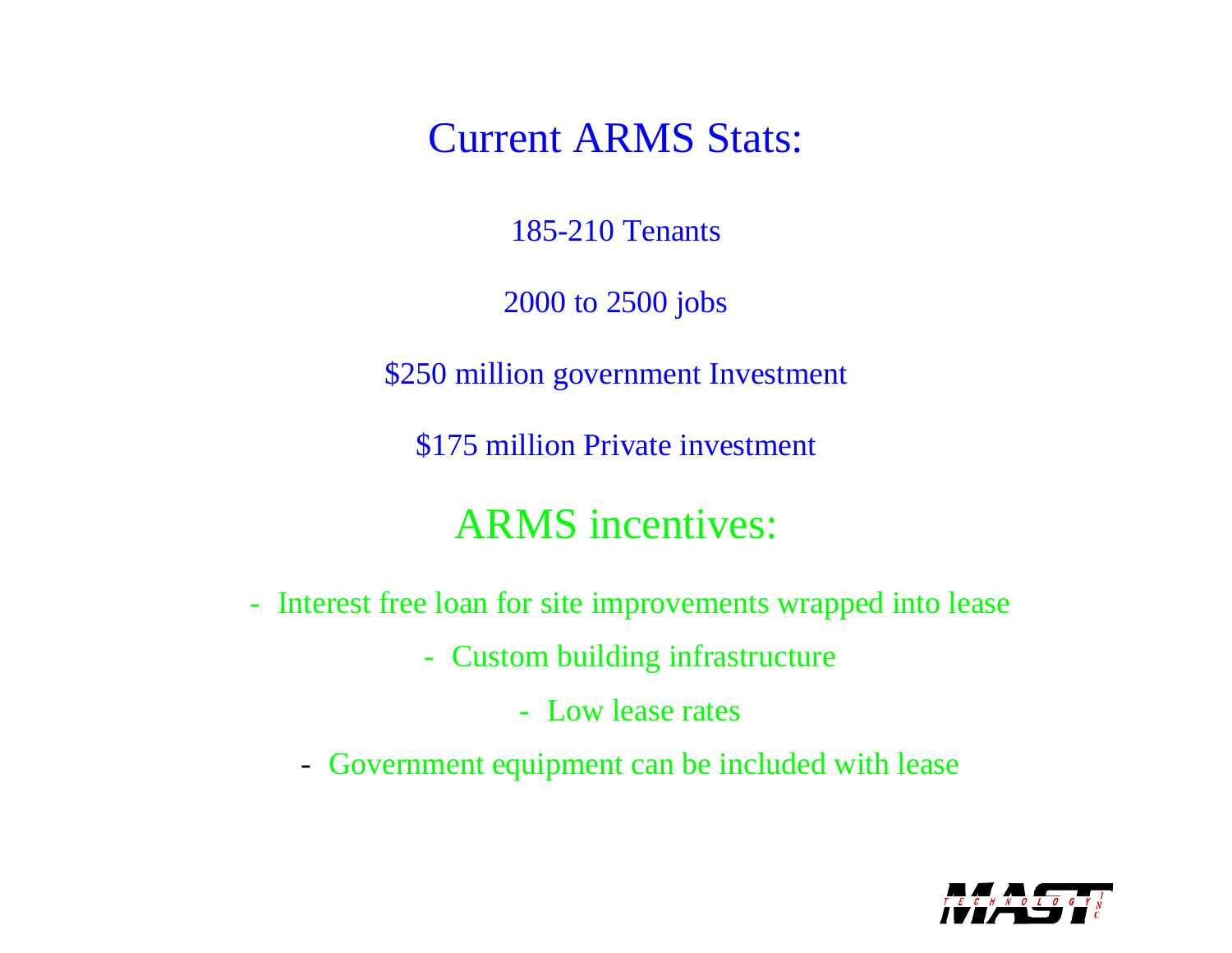# Current ARMS Stats:

185-210 Tenants

2000 to 2500 jobs

$250 million government Investment

$175 million Private investment

# ARMS incentives:

- Interest free loan for site improvements wrapped into lease
- Custom building infrastructure
- Low lease rates
- Government equipment can be included with lease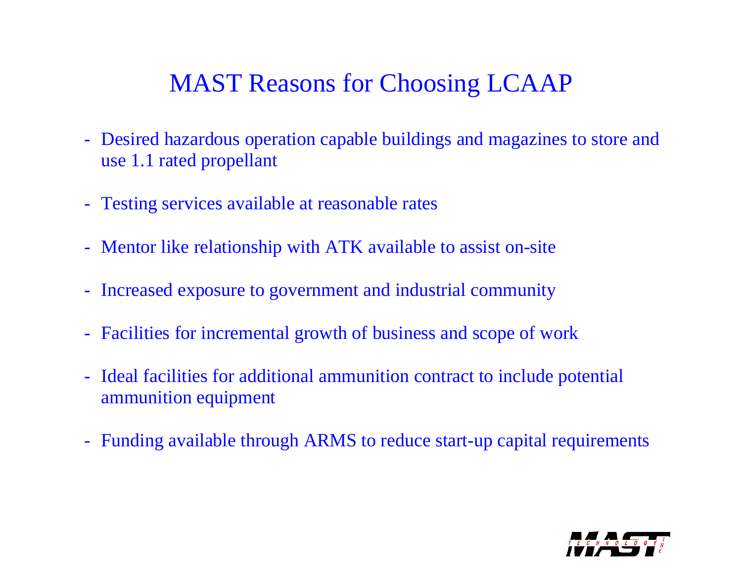# MAST Reasons for Choosing LCAAP

- Desired hazardous operation capable buildings and magazines to store and use 1.1 rated propellant
- Testing services available at reasonable rates
- Mentor like relationship with ATK available to assist on-site
- Increased exposure to government and industrial community
- Facilities for incremental growth of business and scope of work
- Ideal facilities for additional ammunition contract to include potential ammunition equipment
- Funding available through ARMS to reduce start-up capital requirements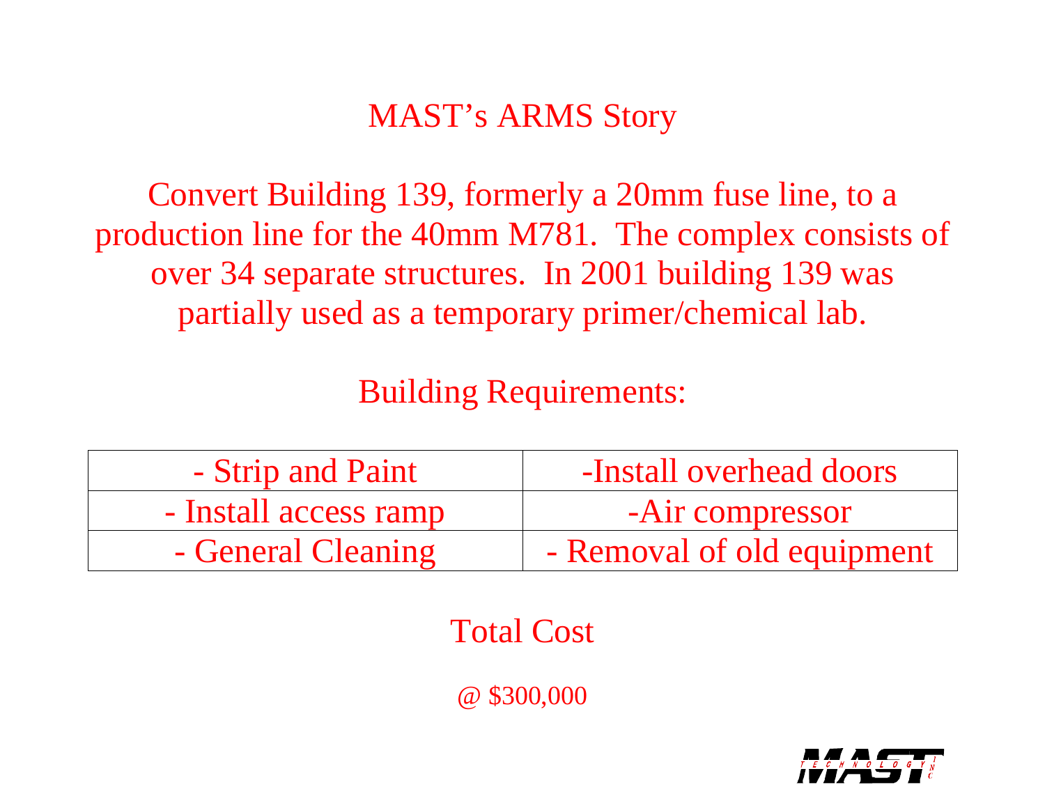# MAST's ARMS Story

Convert Building 139, formerly a 20mm fuse line, to a production line for the 40mm M781. The complex consists of over 34 separate structures. In 2001 building 139 was partially used as a temporary primer/chemical lab.

## Building Requirements:

| - Strip and Paint | -Install overhead doors |
|---|---|
| - Install access ramp | -Air compressor |
| - General Cleaning | - Removal of old equipment |

## Total Cost

@ $300,000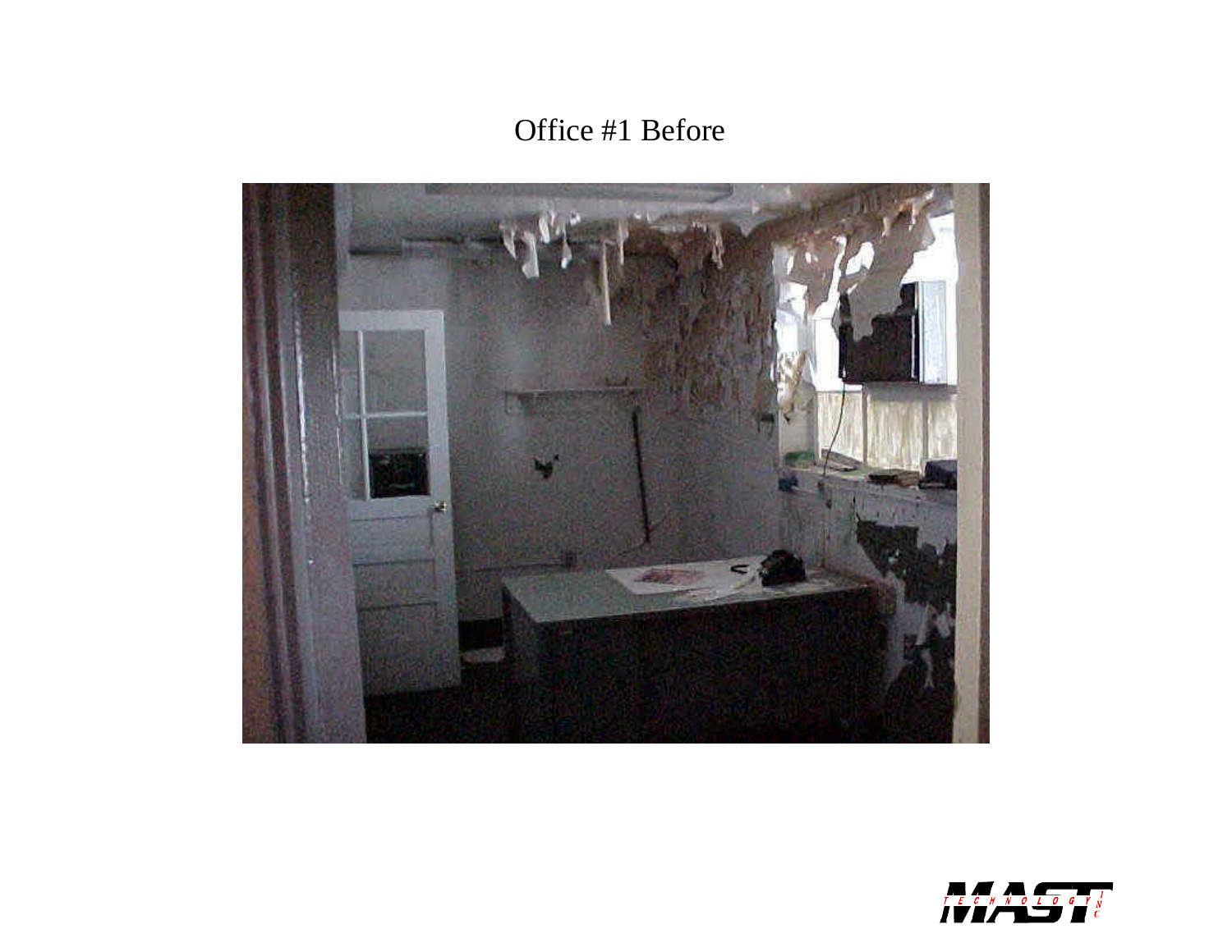Office #1 Before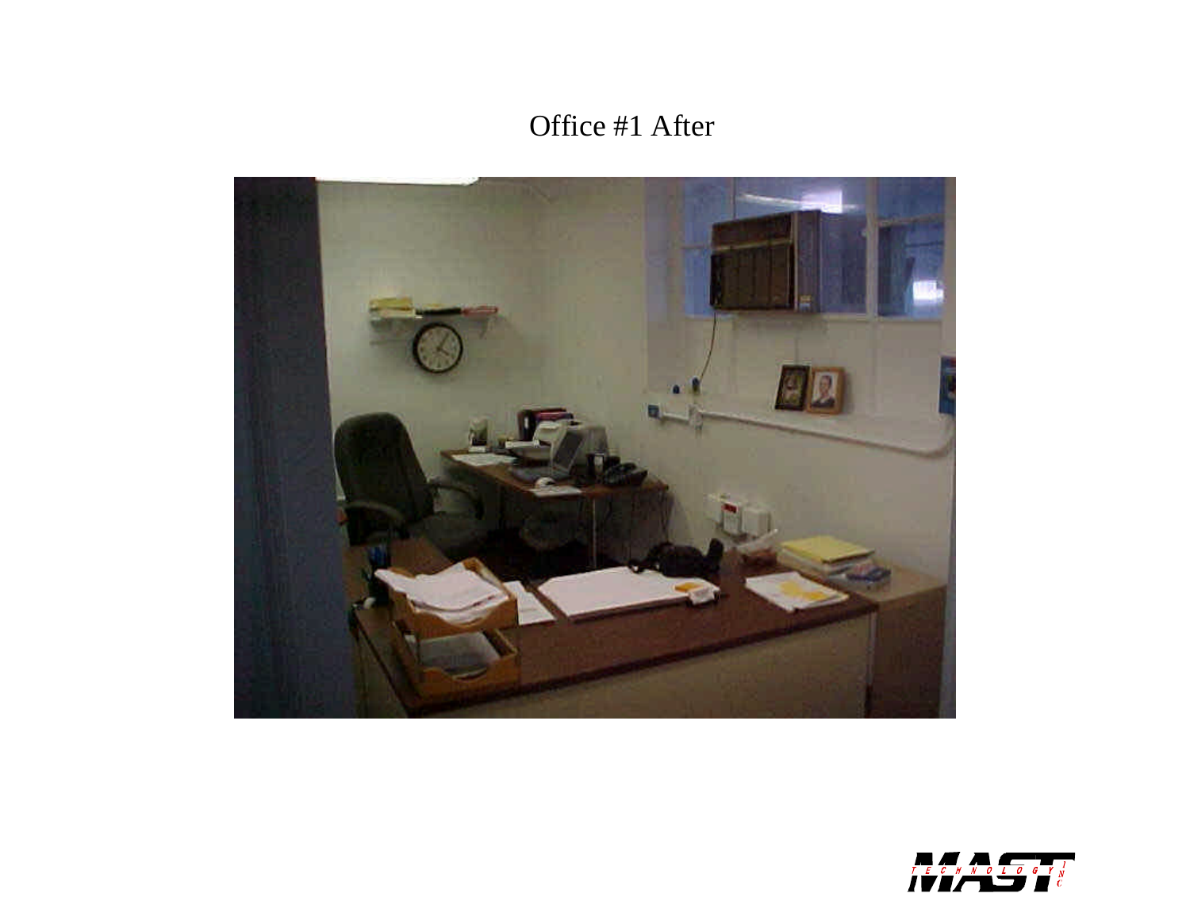# Office #1 After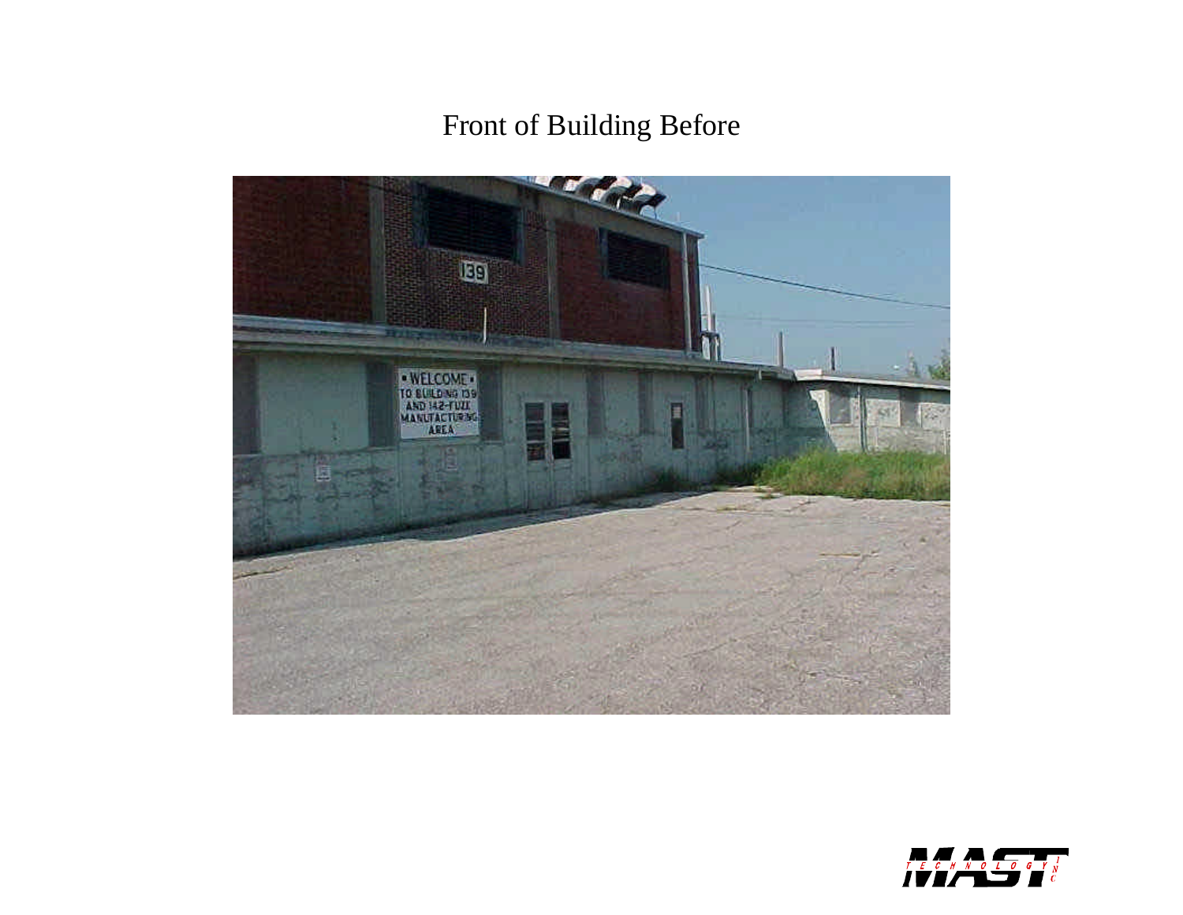# Front of Building Before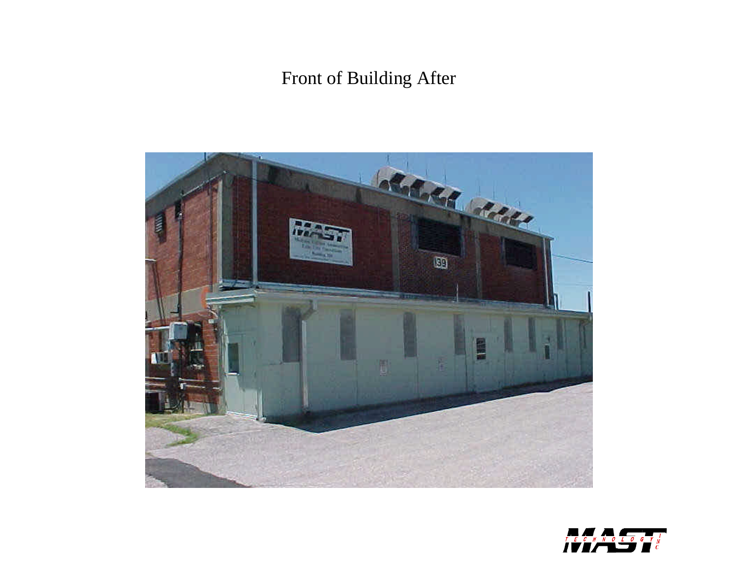# Front of Building After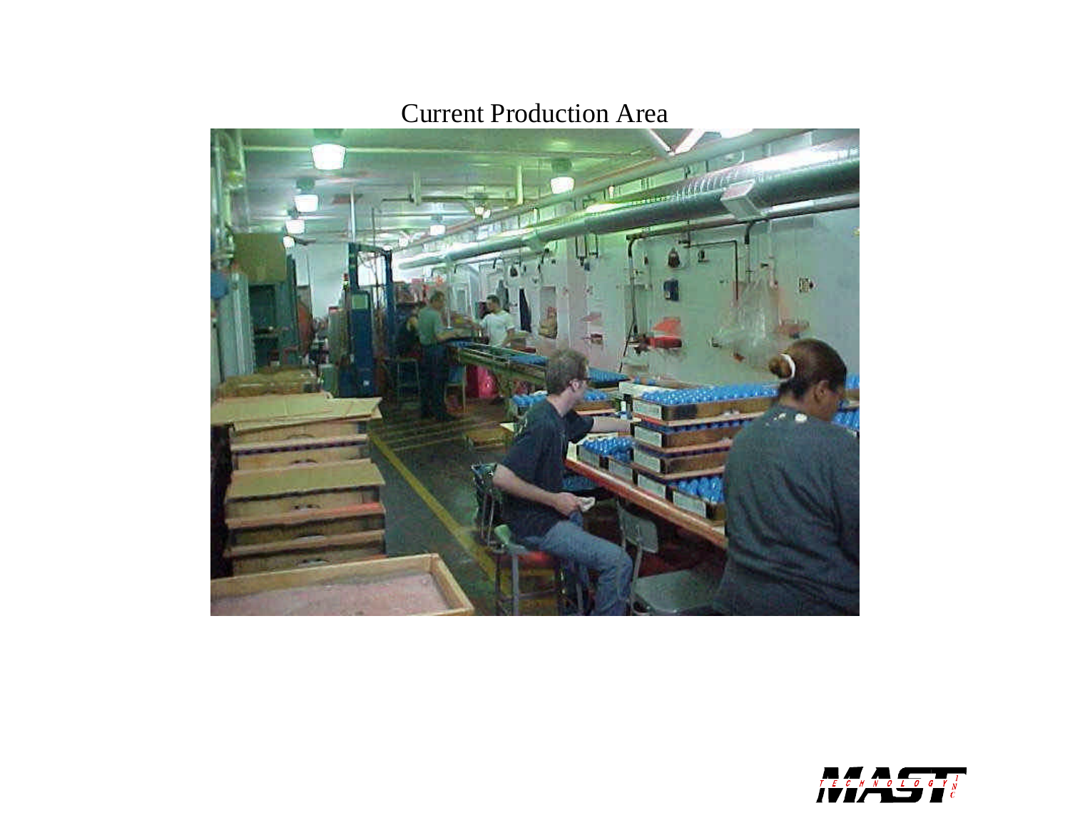# Current Production Area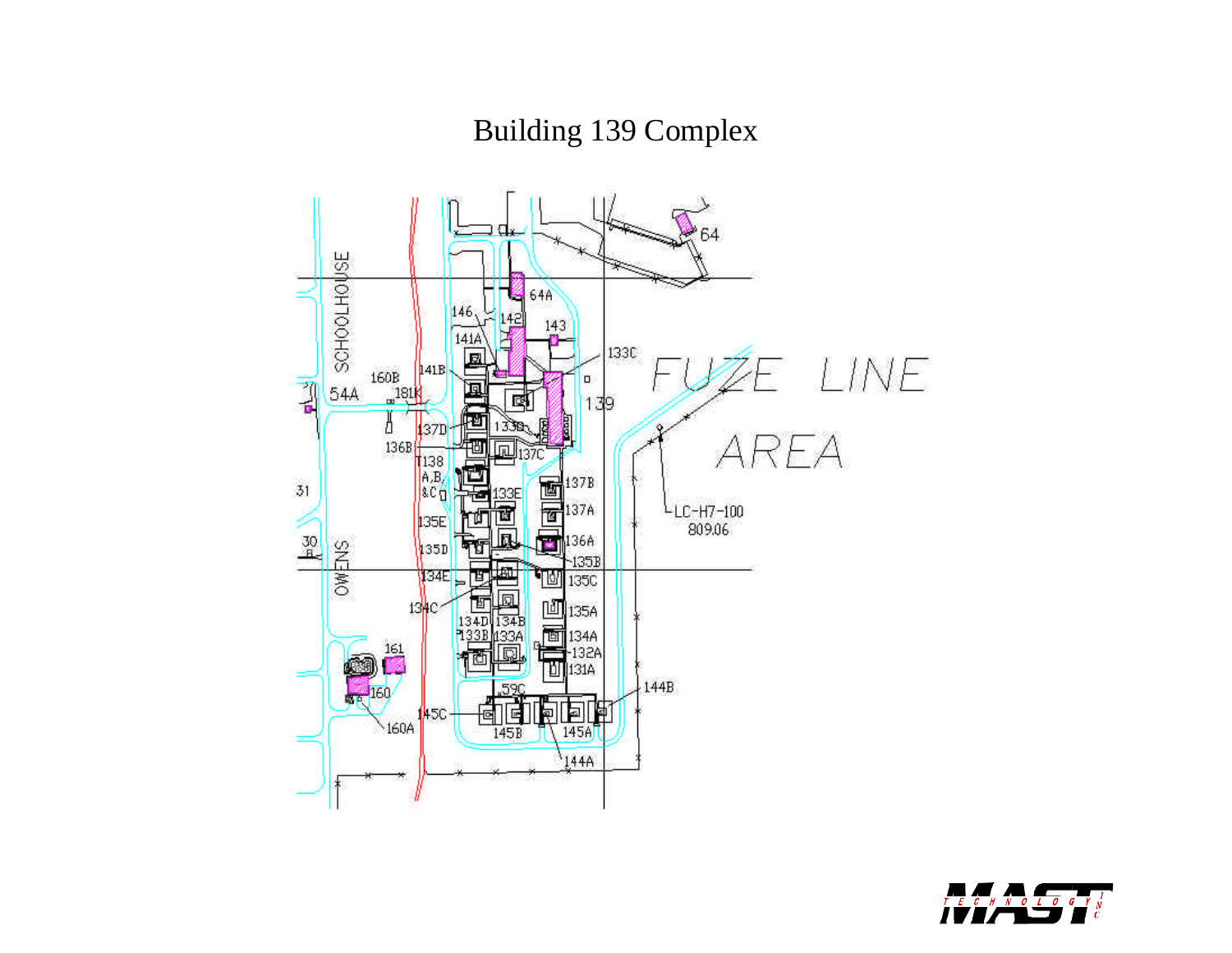# Building 139 Complex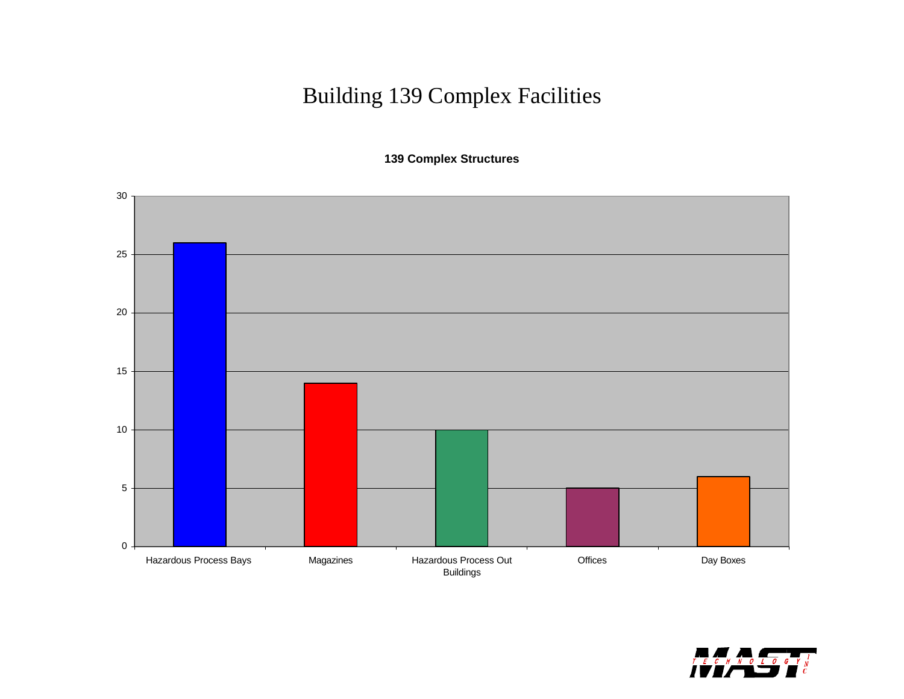# Building 139 Complex Facilities

**139 Complex Structures**

| Structure | Count |
|---|---|
| Hazardous Process Bays | 26 |
| Magazines | 14 |
| Hazardous Process Out Buildings | 10 |
| Offices | 5 |
| Day Boxes | 6 |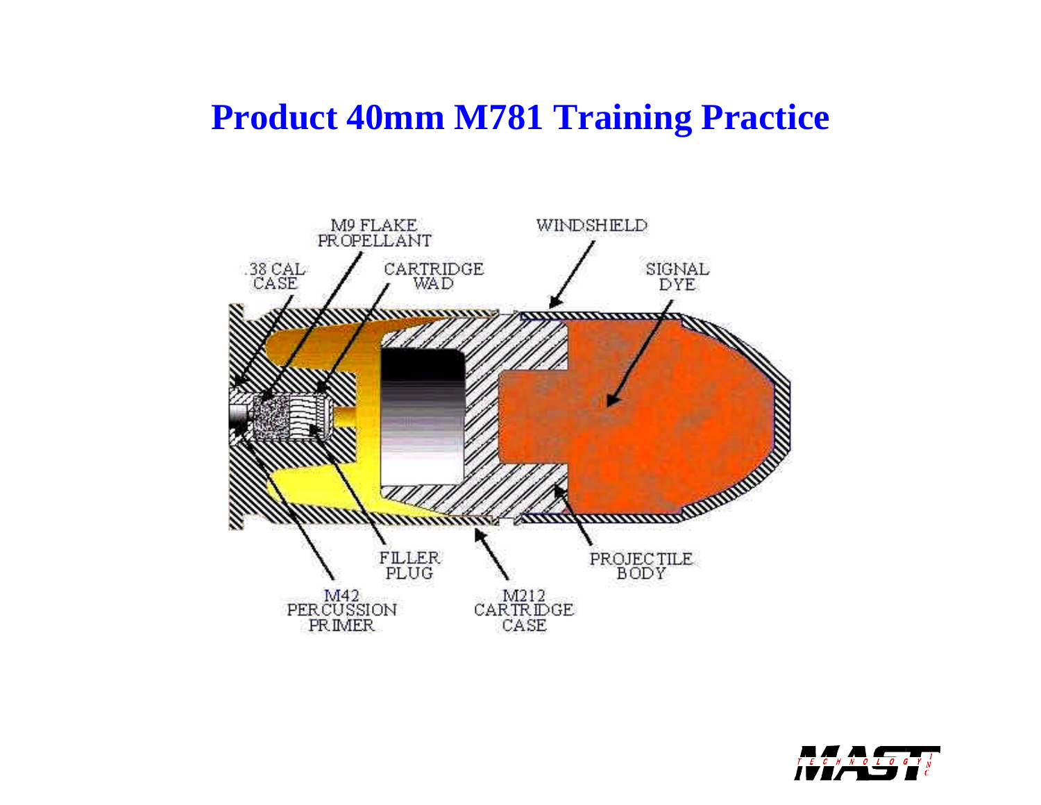# Product 40mm M781 Training Practice

M9 FLAKE PROPELLANT

WINDSHIELD

.38 CAL CASE

CARTRIDGE WAD

SIGNAL DYE

FILLER PLUG

PROJECTILE BODY

M42 PERCUSSION PRIMER

M212 CARTRIDGE CASE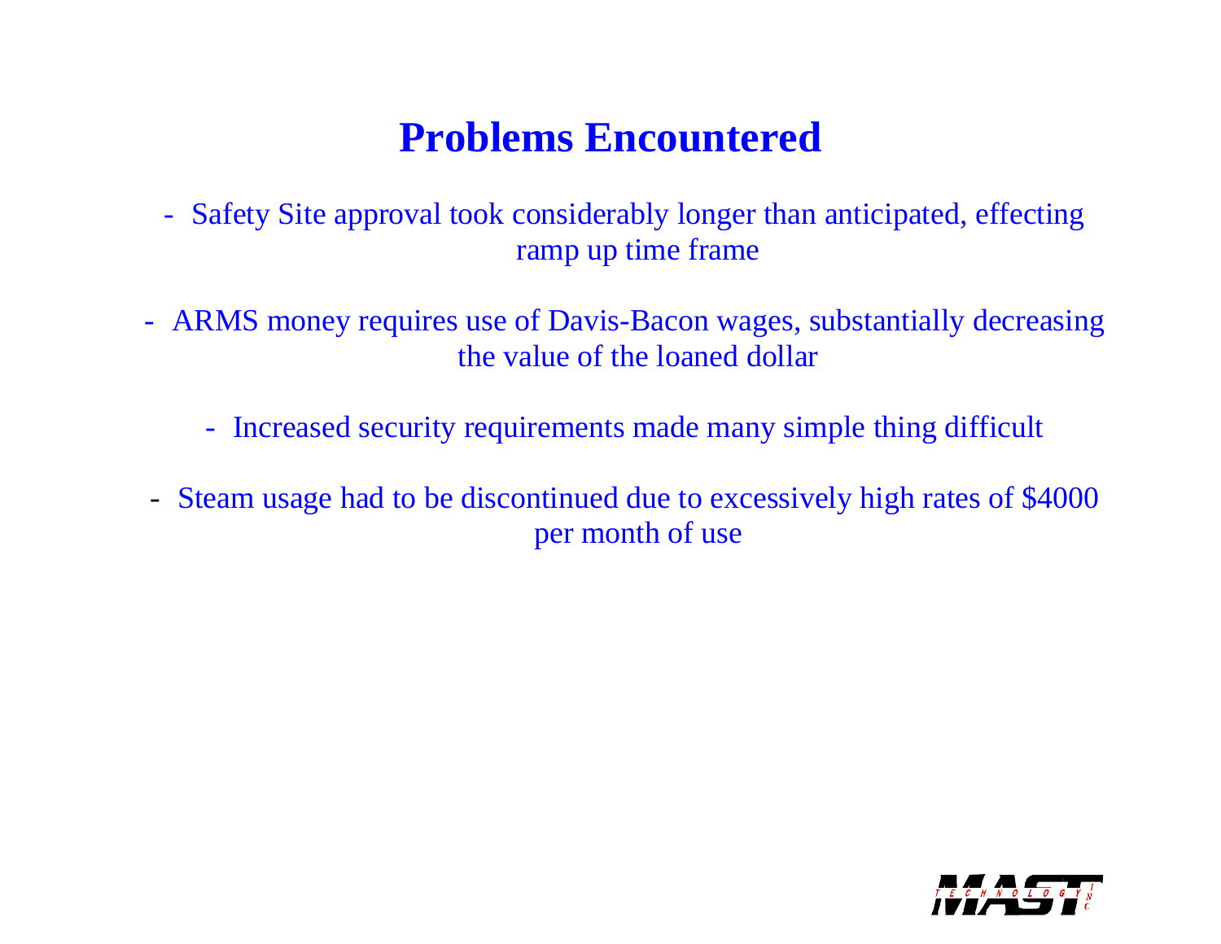# Problems Encountered

- Safety Site approval took considerably longer than anticipated, effecting ramp up time frame
- ARMS money requires use of Davis-Bacon wages, substantially decreasing the value of the loaned dollar
- Increased security requirements made many simple thing difficult
- Steam usage had to be discontinued due to excessively high rates of $4000 per month of use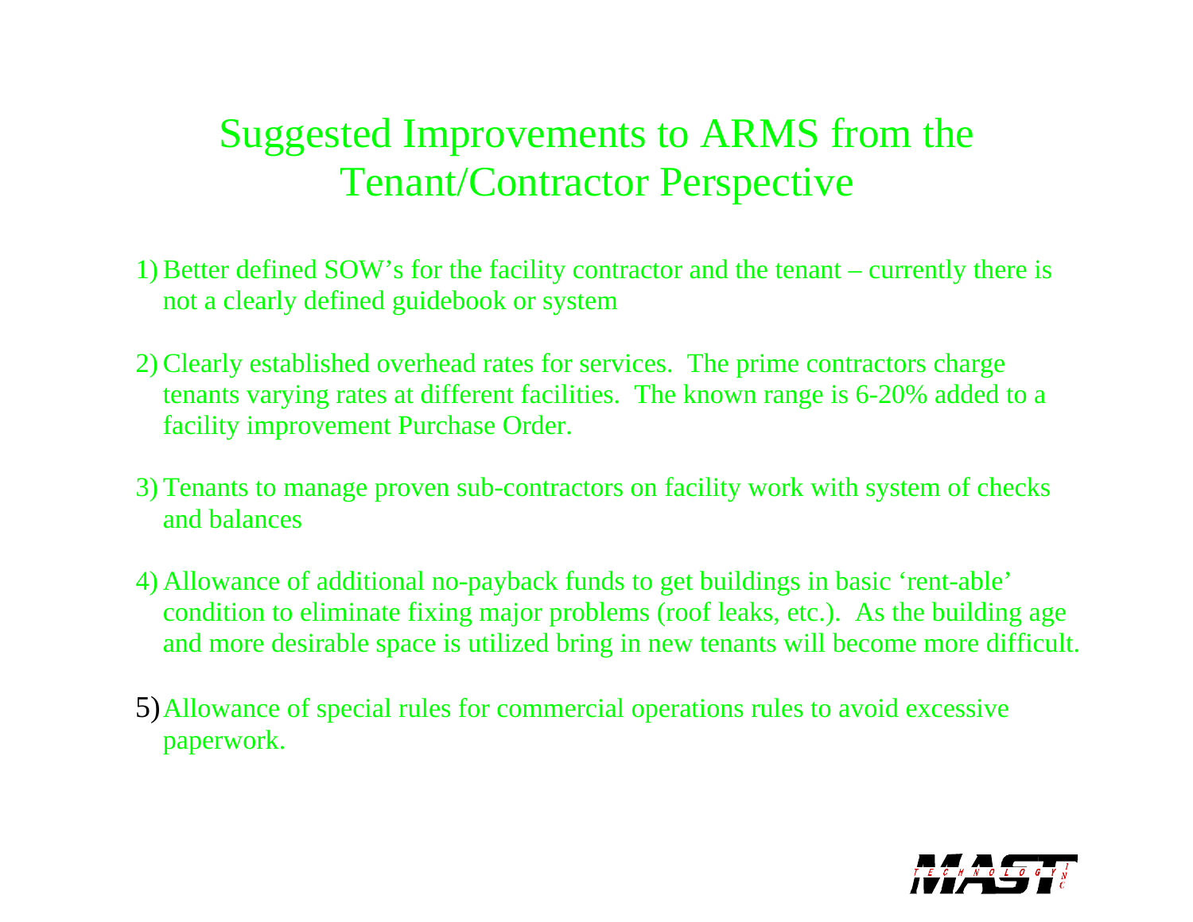# Suggested Improvements to ARMS from the Tenant/Contractor Perspective

1) Better defined SOW's for the facility contractor and the tenant – currently there is not a clearly defined guidebook or system

2) Clearly established overhead rates for services. The prime contractors charge tenants varying rates at different facilities. The known range is 6-20% added to a facility improvement Purchase Order.

3) Tenants to manage proven sub-contractors on facility work with system of checks and balances

4) Allowance of additional no-payback funds to get buildings in basic 'rent-able' condition to eliminate fixing major problems (roof leaks, etc.). As the building age and more desirable space is utilized bring in new tenants will become more difficult.

5) Allowance of special rules for commercial operations rules to avoid excessive paperwork.

MAST TECHNOLOGY INC